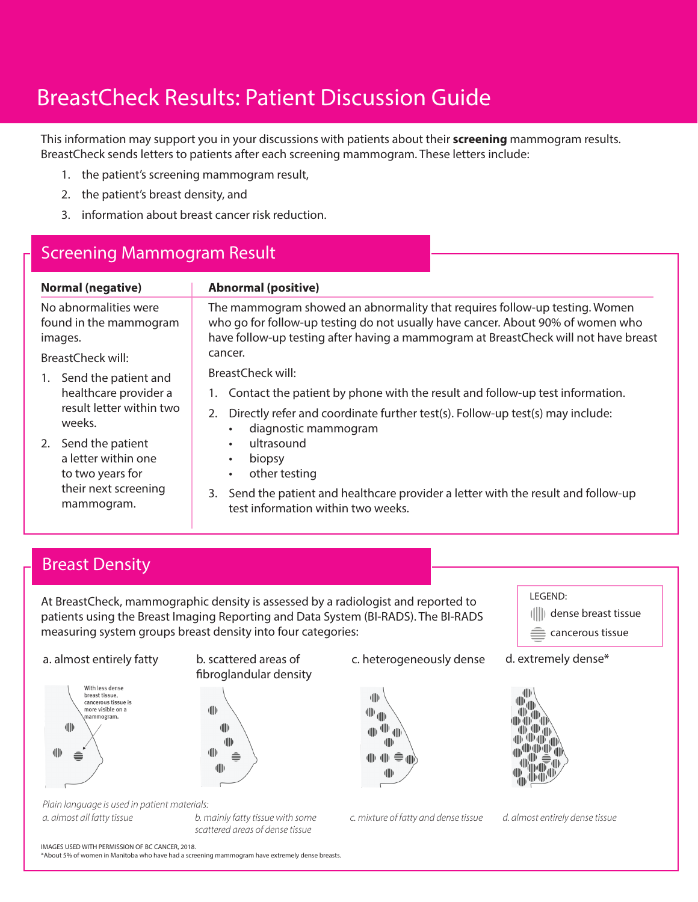# BreastCheck Results: Patient Discussion Guide

This information may support you in your discussions with patients about their **screening** mammogram results. BreastCheck sends letters to patients after each screening mammogram. These letters include:

1. the patient's screening mammogram result,
2. the patient's breast density, and
3. information about breast cancer risk reduction.

## Screening Mammogram Result

### Normal (negative)

No abnormalities were found in the mammogram images.

BreastCheck will:

1. Send the patient and healthcare provider a result letter within two weeks.
2. Send the patient a letter within one to two years for their next screening mammogram.

### Abnormal (positive)

The mammogram showed an abnormality that requires follow-up testing. Women who go for follow-up testing do not usually have cancer. About 90% of women who have follow-up testing after having a mammogram at BreastCheck will not have breast cancer.

BreastCheck will:

1. Contact the patient by phone with the result and follow-up test information.
2. Directly refer and coordinate further test(s). Follow-up test(s) may include:
   - diagnostic mammogram
   - ultrasound
   - biopsy
   - other testing
3. Send the patient and healthcare provider a letter with the result and follow-up test information within two weeks.

## Breast Density

At BreastCheck, mammographic density is assessed by a radiologist and reported to patients using the Breast Imaging Reporting and Data System (BI-RADS). The BI-RADS measuring system groups breast density into four categories:

LEGEND:
- dense breast tissue
- cancerous tissue

a. almost entirely fatty

With less dense breast tissue, cancerous tissue is more visible on a mammogram.

b. scattered areas of fibroglandular density

c. heterogeneously dense

d. extremely dense*

*Plain language is used in patient materials:*

*a. almost all fatty tissue*

*b. mainly fatty tissue with some scattered areas of dense tissue*

*c. mixture of fatty and dense tissue*

*d. almost entirely dense tissue*

IMAGES USED WITH PERMISSION OF BC CANCER, 2018.

*About 5% of women in Manitoba who have had a screening mammogram have extremely dense breasts.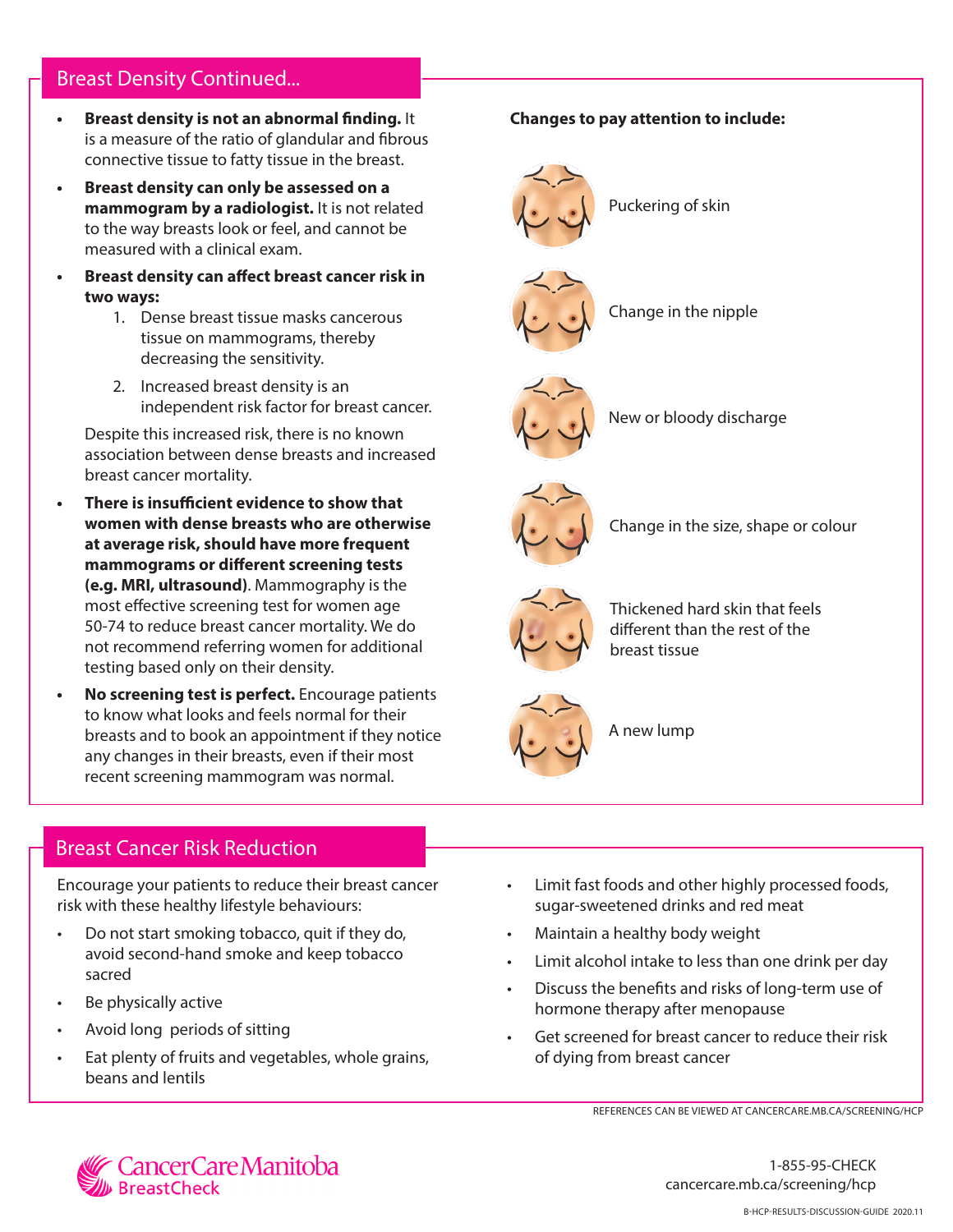## Breast Density Continued...

- **Breast density is not an abnormal finding.** It is a measure of the ratio of glandular and fibrous connective tissue to fatty tissue in the breast.
- **Breast density can only be assessed on a mammogram by a radiologist.** It is not related to the way breasts look or feel, and cannot be measured with a clinical exam.
- **Breast density can affect breast cancer risk in two ways:**
  1. Dense breast tissue masks cancerous tissue on mammograms, thereby decreasing the sensitivity.
  2. Increased breast density is an independent risk factor for breast cancer.

  Despite this increased risk, there is no known association between dense breasts and increased breast cancer mortality.
- **There is insufficient evidence to show that women with dense breasts who are otherwise at average risk, should have more frequent mammograms or different screening tests (e.g. MRI, ultrasound)**. Mammography is the most effective screening test for women age 50-74 to reduce breast cancer mortality. We do not recommend referring women for additional testing based only on their density.
- **No screening test is perfect.** Encourage patients to know what looks and feels normal for their breasts and to book an appointment if they notice any changes in their breasts, even if their most recent screening mammogram was normal.

**Changes to pay attention to include:**

- Puckering of skin
- Change in the nipple
- New or bloody discharge
- Change in the size, shape or colour
- Thickened hard skin that feels different than the rest of the breast tissue
- A new lump

## Breast Cancer Risk Reduction

Encourage your patients to reduce their breast cancer risk with these healthy lifestyle behaviours:

- Do not start smoking tobacco, quit if they do, avoid second-hand smoke and keep tobacco sacred
- Be physically active
- Avoid long periods of sitting
- Eat plenty of fruits and vegetables, whole grains, beans and lentils
- Limit fast foods and other highly processed foods, sugar-sweetened drinks and red meat
- Maintain a healthy body weight
- Limit alcohol intake to less than one drink per day
- Discuss the benefits and risks of long-term use of hormone therapy after menopause
- Get screened for breast cancer to reduce their risk of dying from breast cancer

REFERENCES CAN BE VIEWED AT CANCERCARE.MB.CA/SCREENING/HCP

CancerCare Manitoba
BreastCheck

1-855-95-CHECK
cancercare.mb.ca/screening/hcp

B-HCP-RESULTS-DISCUSSION-GUIDE 2020.11